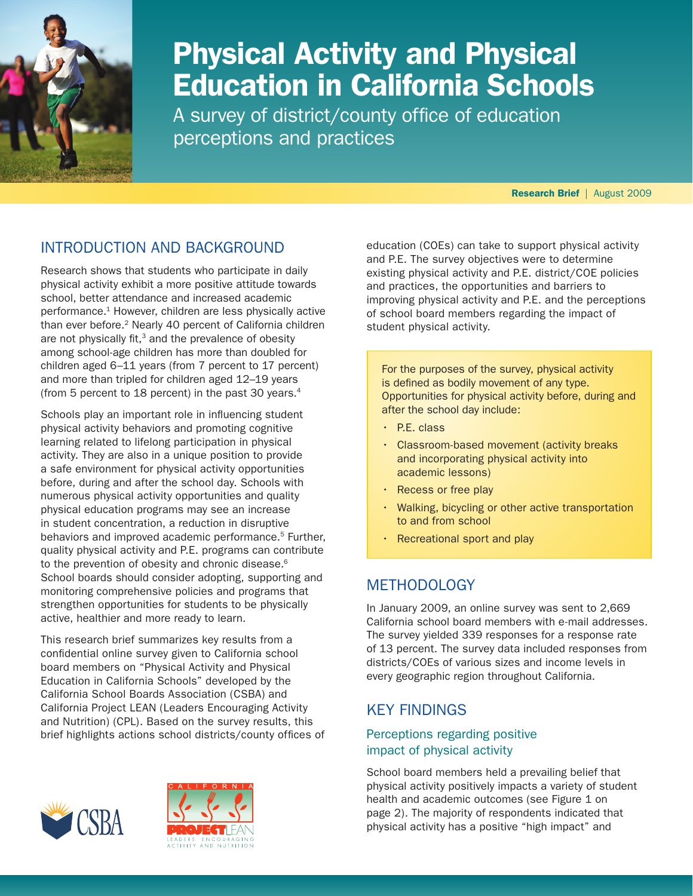# Physical Activity and Physical Education in California Schools

A survey of district/county office of education perceptions and practices

**Research Brief** | August 2009

## INTRODUCTION AND BACKGROUND

Research shows that students who participate in daily physical activity exhibit a more positive attitude towards school, better attendance and increased academic performance.[1] However, children are less physically active than ever before.[2] Nearly 40 percent of California children are not physically fit,[3] and the prevalence of obesity among school-age children has more than doubled for children aged 6–11 years (from 7 percent to 17 percent) and more than tripled for children aged 12–19 years (from 5 percent to 18 percent) in the past 30 years.[4]

Schools play an important role in influencing student physical activity behaviors and promoting cognitive learning related to lifelong participation in physical activity. They are also in a unique position to provide a safe environment for physical activity opportunities before, during and after the school day. Schools with numerous physical activity opportunities and quality physical education programs may see an increase in student concentration, a reduction in disruptive behaviors and improved academic performance.[5] Further, quality physical activity and P.E. programs can contribute to the prevention of obesity and chronic disease.[6] School boards should consider adopting, supporting and monitoring comprehensive policies and programs that strengthen opportunities for students to be physically active, healthier and more ready to learn.

This research brief summarizes key results from a confidential online survey given to California school board members on "Physical Activity and Physical Education in California Schools" developed by the California School Boards Association (CSBA) and California Project LEAN (Leaders Encouraging Activity and Nutrition) (CPL). Based on the survey results, this brief highlights actions school districts/county offices of education (COEs) can take to support physical activity and P.E. The survey objectives were to determine existing physical activity and P.E. district/COE policies and practices, the opportunities and barriers to improving physical activity and P.E. and the perceptions of school board members regarding the impact of student physical activity.

For the purposes of the survey, physical activity is defined as bodily movement of any type. Opportunities for physical activity before, during and after the school day include:

- P.E. class
- Classroom-based movement (activity breaks and incorporating physical activity into academic lessons)
- Recess or free play
- Walking, bicycling or other active transportation to and from school
- Recreational sport and play

## METHODOLOGY

In January 2009, an online survey was sent to 2,669 California school board members with e-mail addresses. The survey yielded 339 responses for a response rate of 13 percent. The survey data included responses from districts/COEs of various sizes and income levels in every geographic region throughout California.

## KEY FINDINGS

### Perceptions regarding positive impact of physical activity

School board members held a prevailing belief that physical activity positively impacts a variety of student health and academic outcomes (see Figure 1 on page 2). The majority of respondents indicated that physical activity has a positive "high impact" and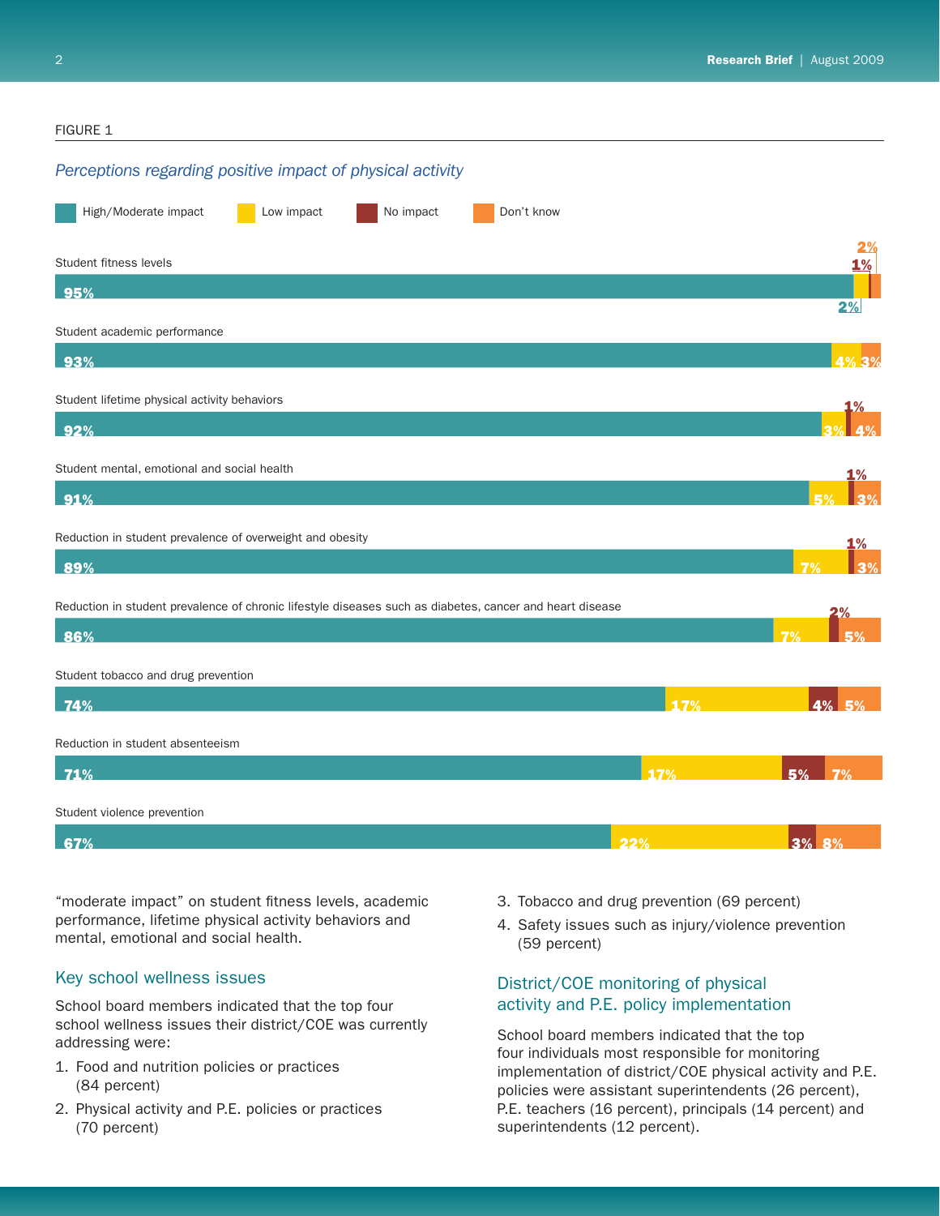FIGURE 1

*Perceptions regarding positive impact of physical activity*

| | High/Moderate impact | Low impact | No impact | Don't know |
|---|---|---|---|---|
| Student fitness levels | 95% | 2% | 1% | 2% |
| Student academic performance | 93% | 4% | | 3% |
| Student lifetime physical activity behaviors | 92% | 3% | 1% | 4% |
| Student mental, emotional and social health | 91% | 5% | 1% | 3% |
| Reduction in student prevalence of overweight and obesity | 89% | 7% | 1% | 3% |
| Reduction in student prevalence of chronic lifestyle diseases such as diabetes, cancer and heart disease | 86% | 7% | 2% | 5% |
| Student tobacco and drug prevention | 74% | 17% | 4% | 5% |
| Reduction in student absenteeism | 71% | 17% | 5% | 7% |
| Student violence prevention | 67% | 22% | 3% | 8% |

"moderate impact" on student fitness levels, academic performance, lifetime physical activity behaviors and mental, emotional and social health.

## Key school wellness issues

School board members indicated that the top four school wellness issues their district/COE was currently addressing were:

1. Food and nutrition policies or practices (84 percent)
2. Physical activity and P.E. policies or practices (70 percent)
3. Tobacco and drug prevention (69 percent)
4. Safety issues such as injury/violence prevention (59 percent)

## District/COE monitoring of physical activity and P.E. policy implementation

School board members indicated that the top four individuals most responsible for monitoring implementation of district/COE physical activity and P.E. policies were assistant superintendents (26 percent), P.E. teachers (16 percent), principals (14 percent) and superintendents (12 percent).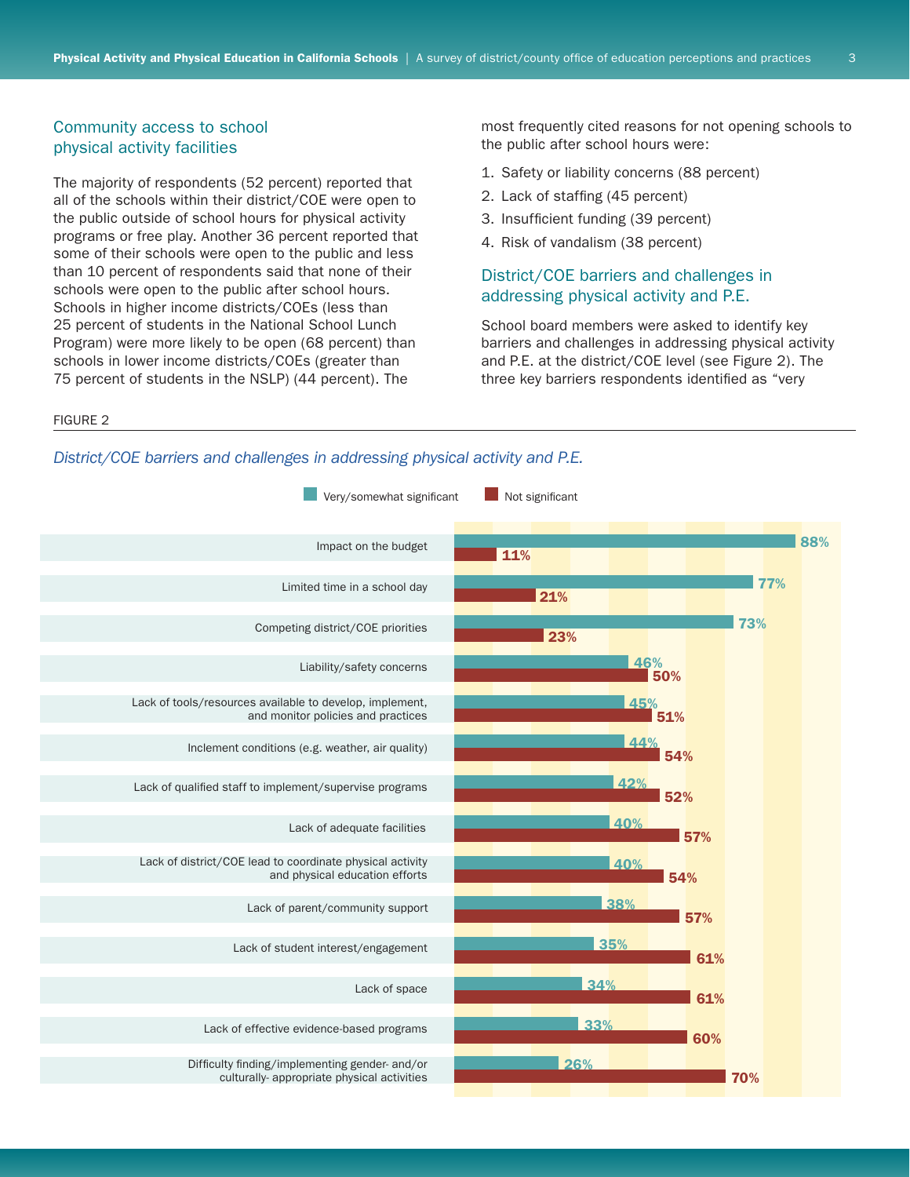## Community access to school physical activity facilities

The majority of respondents (52 percent) reported that all of the schools within their district/COE were open to the public outside of school hours for physical activity programs or free play. Another 36 percent reported that some of their schools were open to the public and less than 10 percent of respondents said that none of their schools were open to the public after school hours. Schools in higher income districts/COEs (less than 25 percent of students in the National School Lunch Program) were more likely to be open (68 percent) than schools in lower income districts/COEs (greater than 75 percent of students in the NSLP) (44 percent). The most frequently cited reasons for not opening schools to the public after school hours were:

1. Safety or liability concerns (88 percent)
2. Lack of staffing (45 percent)
3. Insufficient funding (39 percent)
4. Risk of vandalism (38 percent)

## District/COE barriers and challenges in addressing physical activity and P.E.

School board members were asked to identify key barriers and challenges in addressing physical activity and P.E. at the district/COE level (see Figure 2). The three key barriers respondents identified as "very

FIGURE 2

*District/COE barriers and challenges in addressing physical activity and P.E.*

| Barrier | Very/somewhat significant | Not significant |
|---|---|---|
| Impact on the budget | 88% | 11% |
| Limited time in a school day | 77% | 21% |
| Competing district/COE priorities | 73% | 23% |
| Liability/safety concerns | 46% | 50% |
| Lack of tools/resources available to develop, implement, and monitor policies and practices | 45% | 51% |
| Inclement conditions (e.g. weather, air quality) | 44% | 54% |
| Lack of qualified staff to implement/supervise programs | 42% | 52% |
| Lack of adequate facilities | 40% | 57% |
| Lack of district/COE lead to coordinate physical activity and physical education efforts | 40% | 54% |
| Lack of parent/community support | 38% | 57% |
| Lack of student interest/engagement | 35% | 61% |
| Lack of space | 34% | 61% |
| Lack of effective evidence-based programs | 33% | 60% |
| Difficulty finding/implementing gender- and/or culturally- appropriate physical activities | 26% | 70% |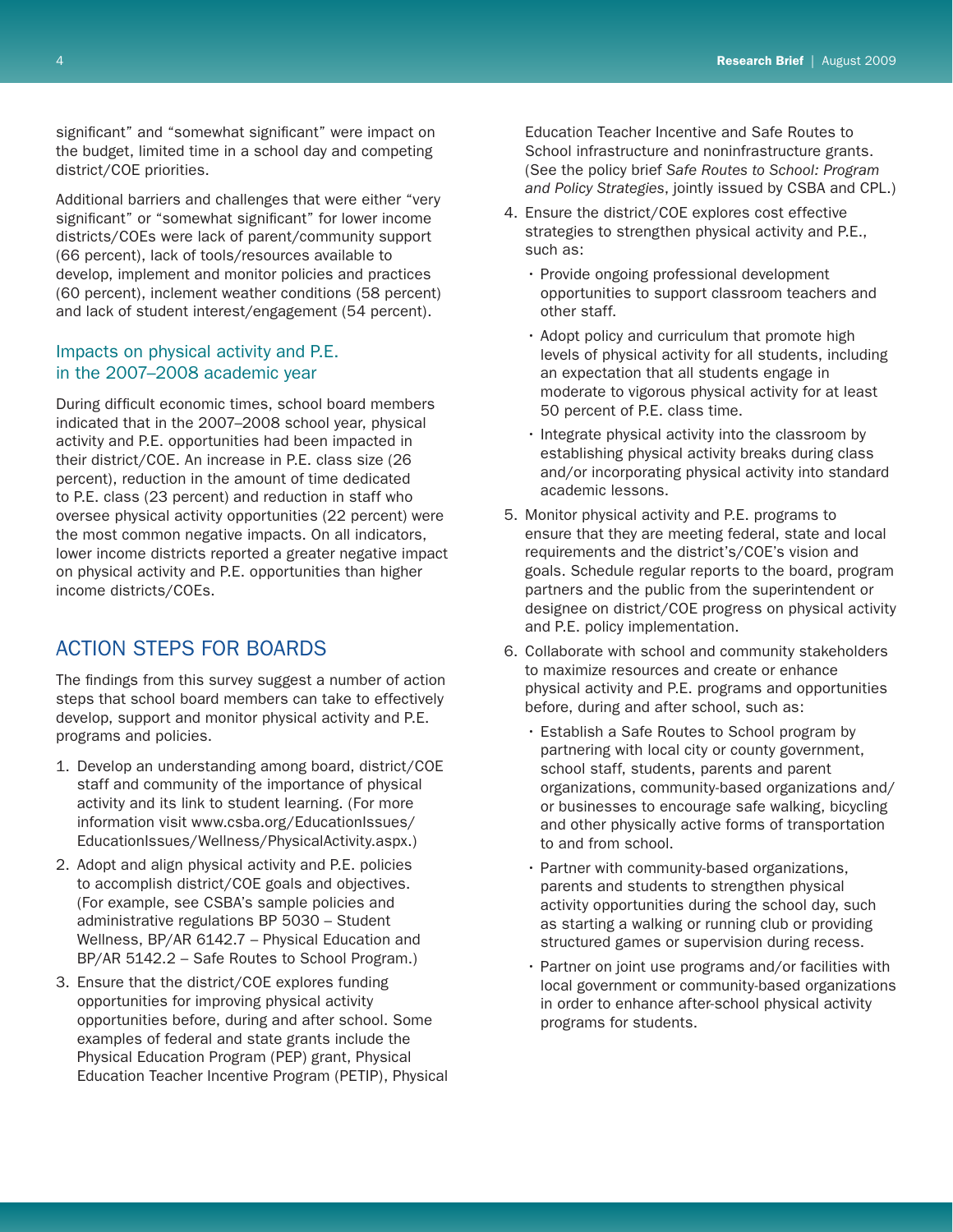significant" and "somewhat significant" were impact on the budget, limited time in a school day and competing district/COE priorities.

Additional barriers and challenges that were either "very significant" or "somewhat significant" for lower income districts/COEs were lack of parent/community support (66 percent), lack of tools/resources available to develop, implement and monitor policies and practices (60 percent), inclement weather conditions (58 percent) and lack of student interest/engagement (54 percent).

### Impacts on physical activity and P.E. in the 2007–2008 academic year

During difficult economic times, school board members indicated that in the 2007–2008 school year, physical activity and P.E. opportunities had been impacted in their district/COE. An increase in P.E. class size (26 percent), reduction in the amount of time dedicated to P.E. class (23 percent) and reduction in staff who oversee physical activity opportunities (22 percent) were the most common negative impacts. On all indicators, lower income districts reported a greater negative impact on physical activity and P.E. opportunities than higher income districts/COEs.

## ACTION STEPS FOR BOARDS

The findings from this survey suggest a number of action steps that school board members can take to effectively develop, support and monitor physical activity and P.E. programs and policies.

1. Develop an understanding among board, district/COE staff and community of the importance of physical activity and its link to student learning. (For more information visit www.csba.org/EducationIssues/EducationIssues/Wellness/PhysicalActivity.aspx.)
2. Adopt and align physical activity and P.E. policies to accomplish district/COE goals and objectives. (For example, see CSBA's sample policies and administrative regulations BP 5030 – Student Wellness, BP/AR 6142.7 – Physical Education and BP/AR 5142.2 – Safe Routes to School Program.)
3. Ensure that the district/COE explores funding opportunities for improving physical activity opportunities before, during and after school. Some examples of federal and state grants include the Physical Education Program (PEP) grant, Physical Education Teacher Incentive Program (PETIP), Physical Education Teacher Incentive and Safe Routes to School infrastructure and noninfrastructure grants. (See the policy brief *Safe Routes to School: Program and Policy Strategies*, jointly issued by CSBA and CPL.)
4. Ensure the district/COE explores cost effective strategies to strengthen physical activity and P.E., such as:
   - Provide ongoing professional development opportunities to support classroom teachers and other staff.
   - Adopt policy and curriculum that promote high levels of physical activity for all students, including an expectation that all students engage in moderate to vigorous physical activity for at least 50 percent of P.E. class time.
   - Integrate physical activity into the classroom by establishing physical activity breaks during class and/or incorporating physical activity into standard academic lessons.
5. Monitor physical activity and P.E. programs to ensure that they are meeting federal, state and local requirements and the district's/COE's vision and goals. Schedule regular reports to the board, program partners and the public from the superintendent or designee on district/COE progress on physical activity and P.E. policy implementation.
6. Collaborate with school and community stakeholders to maximize resources and create or enhance physical activity and P.E. programs and opportunities before, during and after school, such as:
   - Establish a Safe Routes to School program by partnering with local city or county government, school staff, students, parents and parent organizations, community-based organizations and/or businesses to encourage safe walking, bicycling and other physically active forms of transportation to and from school.
   - Partner with community-based organizations, parents and students to strengthen physical activity opportunities during the school day, such as starting a walking or running club or providing structured games or supervision during recess.
   - Partner on joint use programs and/or facilities with local government or community-based organizations in order to enhance after-school physical activity programs for students.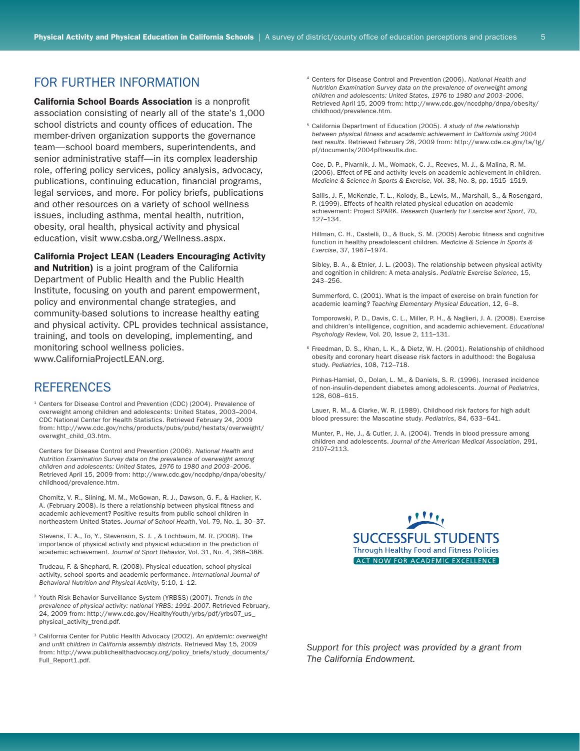## FOR FURTHER INFORMATION

**California School Boards Association** is a nonprofit association consisting of nearly all of the state's 1,000 school districts and county offices of education. The member-driven organization supports the governance team—school board members, superintendents, and senior administrative staff—in its complex leadership role, offering policy services, policy analysis, advocacy, publications, continuing education, financial programs, legal services, and more. For policy briefs, publications and other resources on a variety of school wellness issues, including asthma, mental health, nutrition, obesity, oral health, physical activity and physical education, visit www.csba.org/Wellness.aspx.

**California Project LEAN (Leaders Encouraging Activity and Nutrition)** is a joint program of the California Department of Public Health and the Public Health Institute, focusing on youth and parent empowerment, policy and environmental change strategies, and community-based solutions to increase healthy eating and physical activity. CPL provides technical assistance, training, and tools on developing, implementing, and monitoring school wellness policies. www.CaliforniaProjectLEAN.org.

## REFERENCES

[1] Centers for Disease Control and Prevention (CDC) (2004). Prevalence of overweight among children and adolescents: United States, 2003–2004. CDC National Center for Health Statistics. Retrieved February 24, 2009 from: http://www.cdc.gov/nchs/products/pubs/pubd/hestats/overweight/overwght_child_03.htm.

Centers for Disease Control and Prevention (2006). *National Health and Nutrition Examination Survey data on the prevalence of overweight among children and adolescents: United States, 1976 to 1980 and 2003–2006*. Retrieved April 15, 2009 from: http://www.cdc.gov/nccdphp/dnpa/obesity/childhood/prevalence.htm.

Chomitz, V. R., Slining, M. M., McGowan, R. J., Dawson, G. F., & Hacker, K. A. (February 2008). Is there a relationship between physical fitness and academic achievement? Positive results from public school children in northeastern United States. *Journal of School Health*, Vol. 79, No. 1, 30–37.

Stevens, T. A., To, Y., Stevenson, S. J. , & Lochbaum, M. R. (2008). The importance of physical activity and physical education in the prediction of academic achievement. *Journal of Sport Behavior*, Vol. 31, No. 4, 368–388.

Trudeau, F. & Shephard, R. (2008). Physical education, school physical activity, school sports and academic performance. *International Journal of Behavioral Nutrition and Physical Activity*, 5:10, 1–12.

[2] Youth Risk Behavior Surveillance System (YRBSS) (2007). *Trends in the prevalence of physical activity: national YRBS: 1991–2007*. Retrieved February, 24, 2009 from: http://www.cdc.gov/HealthyYouth/yrbs/pdf/yrbs07_us_physical_activity_trend.pdf.

[3] California Center for Public Health Advocacy (2002). *An epidemic: overweight and unfit children in California assembly districts*. Retrieved May 15, 2009 from: http://www.publichealthadvocacy.org/policy_briefs/study_documents/Full_Report1.pdf.

[4] Centers for Disease Control and Prevention (2006). *National Health and Nutrition Examination Survey data on the prevalence of overweight among children and adolescents: United States, 1976 to 1980 and 2003–2006*. Retrieved April 15, 2009 from: http://www.cdc.gov/nccdphp/dnpa/obesity/childhood/prevalence.htm.

[5] California Department of Education (2005). *A study of the relationship between physical fitness and academic achievement in California using 2004 test results*. Retrieved February 28, 2009 from: http://www.cde.ca.gov/ta/tg/pf/documents/2004pftresults.doc.

Coe, D. P., Pivarnik, J. M., Womack, C. J., Reeves, M. J., & Malina, R. M. (2006). Effect of PE and activity levels on academic achievement in children. *Medicine & Science in Sports & Exercise*, Vol. 38, No. 8, pp. 1515–1519.

Sallis, J. F., McKenzie, T. L., Kolody, B., Lewis, M., Marshall, S., & Rosengard, P. (1999). Effects of health-related physical education on academic achievement: Project SPARK. *Research Quarterly for Exercise and Sport*, 70, 127–134.

Hillman, C. H., Castelli, D., & Buck, S. M. (2005) Aerobic fitness and cognitive function in healthy preadolescent children. *Medicine & Science in Sports & Exercise*, 37, 1967–1974.

Sibley, B. A., & Etnier, J. L. (2003). The relationship between physical activity and cognition in children: A meta-analysis. *Pediatric Exercise Science*, 15, 243–256.

Summerford, C. (2001). What is the impact of exercise on brain function for academic learning? *Teaching Elementary Physical Education*, 12, 6–8.

Tomporowski, P. D., Davis, C. L., Miller, P. H., & Naglieri, J. A. (2008). Exercise and children's intelligence, cognition, and academic achievement. *Educational Psychology Review*, Vol. 20, Issue 2, 111–131.

[6] Freedman, D. S., Khan, L. K., & Dietz, W. H. (2001). Relationship of childhood obesity and coronary heart disease risk factors in adulthood: the Bogalusa study. *Pediatrics*, 108, 712–718.

Pinhas-Hamiel, O., Dolan, L. M., & Daniels, S. R. (1996). Incrased incidence of non-insulin-dependent diabetes among adolescents. *Journal of Pediatrics*, 128, 608–615.

Lauer, R. M., & Clarke, W. R. (1989). Childhood risk factors for high adult blood pressure: the Mascatine study. *Pediatrics*, 84, 633–641.

Munter, P., He, J., & Cutler, J. A. (2004). Trends in blood pressure among children and adolescents. *Journal of the American Medical Association*, 291, 2107–2113.

SUCCESSFUL STUDENTS
Through Healthy Food and Fitness Policies
ACT NOW FOR ACADEMIC EXCELLENCE

*Support for this project was provided by a grant from The California Endowment.*